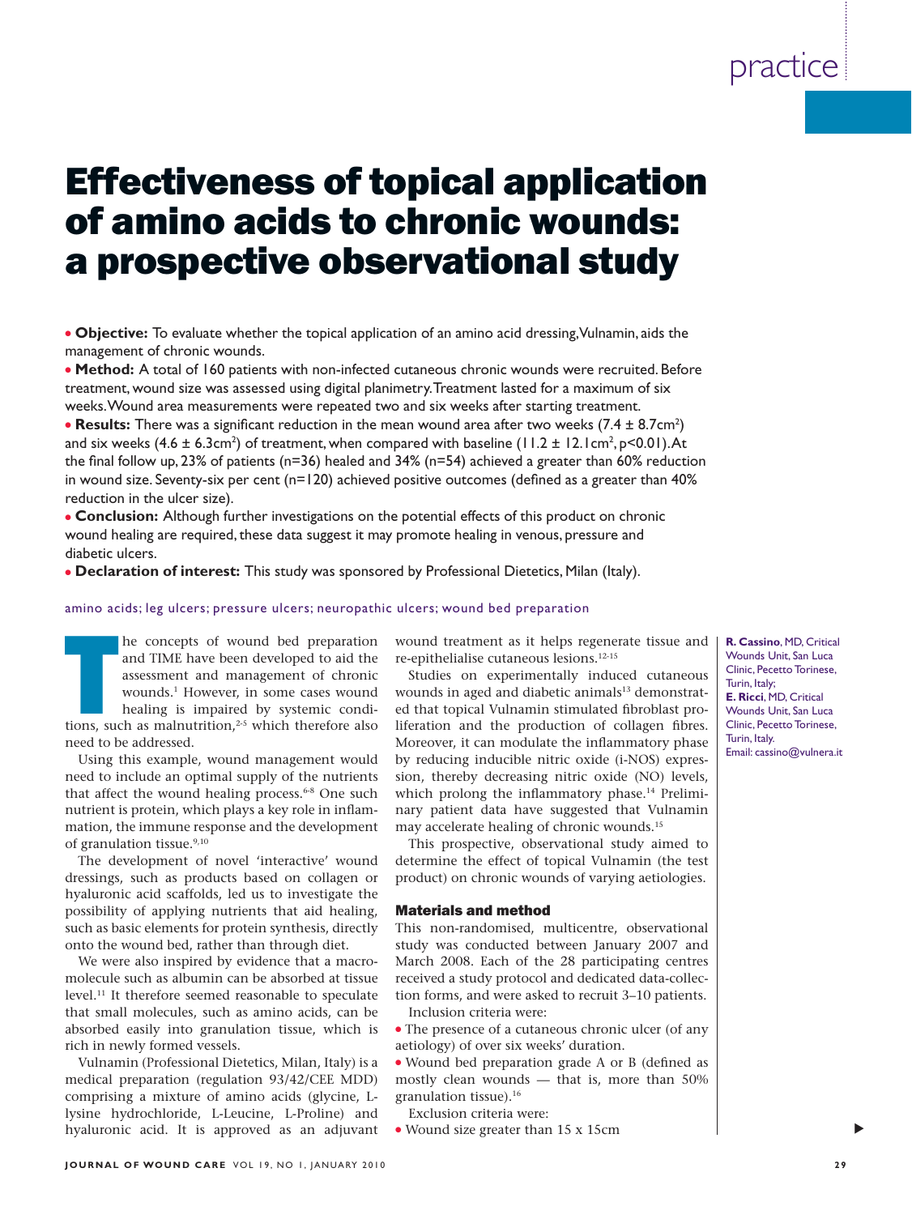# Effectiveness of topical application of amino acids to chronic wounds: a prospective observational study

- **Objective:** To evaluate whether the topical application of an amino acid dressing, Vulnamin, aids the management of chronic wounds.
- **Method:** A total of 160 patients with non-infected cutaneous chronic wounds were recruited. Before treatment, wound size was assessed using digital planimetry. Treatment lasted for a maximum of six weeks. Wound area measurements were repeated two and six weeks after starting treatment.
- **Results:** There was a significant reduction in the mean wound area after two weeks (7.4 ± 8.7cm$^2$) and six weeks (4.6 ± 6.3cm$^2$) of treatment, when compared with baseline (11.2 ± 12.1cm$^2$, $p<0.01$). At the final follow up, 23% of patients (n=36) healed and 34% (n=54) achieved a greater than 60% reduction in wound size. Seventy-six per cent (n=120) achieved positive outcomes (defined as a greater than 40% reduction in the ulcer size).
- **Conclusion:** Although further investigations on the potential effects of this product on chronic wound healing are required, these data suggest it may promote healing in venous, pressure and diabetic ulcers.
- **Declaration of interest:** This study was sponsored by Professional Dietetics, Milan (Italy).

amino acids; leg ulcers; pressure ulcers; neuropathic ulcers; wound bed preparation

**R. Cassino**, MD, Critical Wounds Unit, San Luca Clinic, Pecetto Torinese, Turin, Italy; **E. Ricci**, MD, Critical Wounds Unit, San Luca Clinic, Pecetto Torinese, Turin, Italy. Email: cassino@vulnera.it

The concepts of wound bed preparation and TIME have been developed to aid the assessment and management of chronic wounds.[1] However, in some cases wound healing is impaired by systemic conditions, such as malnutrition,[2-5] which therefore also need to be addressed.

Using this example, wound management would need to include an optimal supply of the nutrients that affect the wound healing process.[6-8] One such nutrient is protein, which plays a key role in inflammation, the immune response and the development of granulation tissue.[9,10]

The development of novel 'interactive' wound dressings, such as products based on collagen or hyaluronic acid scaffolds, led us to investigate the possibility of applying nutrients that aid healing, such as basic elements for protein synthesis, directly onto the wound bed, rather than through diet.

We were also inspired by evidence that a macromolecule such as albumin can be absorbed at tissue level.[11] It therefore seemed reasonable to speculate that small molecules, such as amino acids, can be absorbed easily into granulation tissue, which is rich in newly formed vessels.

Vulnamin (Professional Dietetics, Milan, Italy) is a medical preparation (regulation 93/42/CEE MDD) comprising a mixture of amino acids (glycine, L-lysine hydrochloride, L-Leucine, L-Proline) and hyaluronic acid. It is approved as an adjuvant wound treatment as it helps regenerate tissue and re-epithelialise cutaneous lesions.[12-15]

Studies on experimentally induced cutaneous wounds in aged and diabetic animals[13] demonstrated that topical Vulnamin stimulated fibroblast proliferation and the production of collagen fibres. Moreover, it can modulate the inflammatory phase by reducing inducible nitric oxide (i-NOS) expression, thereby decreasing nitric oxide (NO) levels, which prolong the inflammatory phase.[14] Preliminary patient data have suggested that Vulnamin may accelerate healing of chronic wounds.[15]

This prospective, observational study aimed to determine the effect of topical Vulnamin (the test product) on chronic wounds of varying aetiologies.

## Materials and method

This non-randomised, multicentre, observational study was conducted between January 2007 and March 2008. Each of the 28 participating centres received a study protocol and dedicated data-collection forms, and were asked to recruit 3–10 patients.

Inclusion criteria were:

- The presence of a cutaneous chronic ulcer (of any aetiology) of over six weeks' duration.
- Wound bed preparation grade A or B (defined as mostly clean wounds — that is, more than 50% granulation tissue).[16]

Exclusion criteria were:

- Wound size greater than 15 x 15cm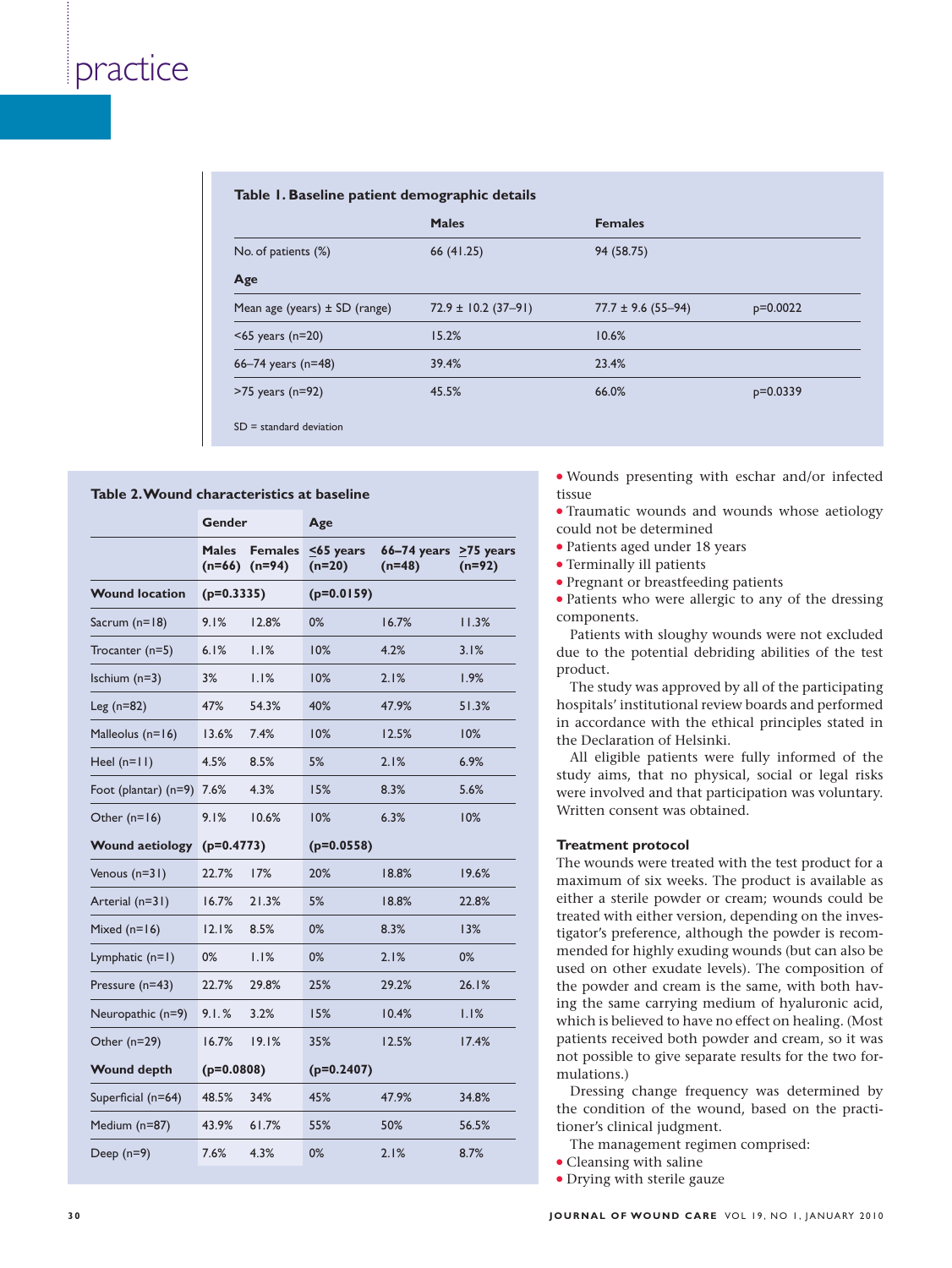**Table 1. Baseline patient demographic details**

| | Males | Females | |
|---|---|---|---|
| No. of patients (%) | 66 (41.25) | 94 (58.75) | |
| **Age** | | | |
| Mean age (years) ± SD (range) | 72.9 ± 10.2 (37–91) | 77.7 ± 9.6 (55–94) | p=0.0022 |
| <65 years (n=20) | 15.2% | 10.6% | |
| 66–74 years (n=48) | 39.4% | 23.4% | |
| >75 years (n=92) | 45.5% | 66.0% | p=0.0339 |

SD = standard deviation

**Table 2. Wound characteristics at baseline**

| | Gender | | Age | | |
|---|---|---|---|---|---|
| | Males (n=66) | Females (n=94) | ≤65 years (n=20) | 66–74 years (n=48) | ≥75 years (n=92) |
| **Wound location** | (p=0.3335) | | (p=0.0159) | | |
| Sacrum (n=18) | 9.1% | 12.8% | 0% | 16.7% | 11.3% |
| Trocanter (n=5) | 6.1% | 1.1% | 10% | 4.2% | 3.1% |
| Ischium (n=3) | 3% | 1.1% | 10% | 2.1% | 1.9% |
| Leg (n=82) | 47% | 54.3% | 40% | 47.9% | 51.3% |
| Malleolus (n=16) | 13.6% | 7.4% | 10% | 12.5% | 10% |
| Heel (n=11) | 4.5% | 8.5% | 5% | 2.1% | 6.9% |
| Foot (plantar) (n=9) | 7.6% | 4.3% | 15% | 8.3% | 5.6% |
| Other (n=16) | 9.1% | 10.6% | 10% | 6.3% | 10% |
| **Wound aetiology** | (p=0.4773) | | (p=0.0558) | | |
| Venous (n=31) | 22.7% | 17% | 20% | 18.8% | 19.6% |
| Arterial (n=31) | 16.7% | 21.3% | 5% | 18.8% | 22.8% |
| Mixed (n=16) | 12.1% | 8.5% | 0% | 8.3% | 13% |
| Lymphatic (n=1) | 0% | 1.1% | 0% | 2.1% | 0% |
| Pressure (n=43) | 22.7% | 29.8% | 25% | 29.2% | 26.1% |
| Neuropathic (n=9) | 9.1.% | 3.2% | 15% | 10.4% | 1.1% |
| Other (n=29) | 16.7% | 19.1% | 35% | 12.5% | 17.4% |
| **Wound depth** | (p=0.0808) | | (p=0.2407) | | |
| Superficial (n=64) | 48.5% | 34% | 45% | 47.9% | 34.8% |
| Medium (n=87) | 43.9% | 61.7% | 55% | 50% | 56.5% |
| Deep (n=9) | 7.6% | 4.3% | 0% | 2.1% | 8.7% |

- Wounds presenting with eschar and/or infected tissue
- Traumatic wounds and wounds whose aetiology could not be determined
- Patients aged under 18 years
- Terminally ill patients
- Pregnant or breastfeeding patients
- Patients who were allergic to any of the dressing components.

Patients with sloughy wounds were not excluded due to the potential debriding abilities of the test product.

The study was approved by all of the participating hospitals' institutional review boards and performed in accordance with the ethical principles stated in the Declaration of Helsinki.

All eligible patients were fully informed of the study aims, that no physical, social or legal risks were involved and that participation was voluntary. Written consent was obtained.

### Treatment protocol

The wounds were treated with the test product for a maximum of six weeks. The product is available as either a sterile powder or cream; wounds could be treated with either version, depending on the investigator's preference, although the powder is recommended for highly exuding wounds (but can also be used on other exudate levels). The composition of the powder and cream is the same, with both having the same carrying medium of hyaluronic acid, which is believed to have no effect on healing. (Most patients received both powder and cream, so it was not possible to give separate results for the two formulations.)

Dressing change frequency was determined by the condition of the wound, based on the practitioner's clinical judgment.

The management regimen comprised:

- Cleansing with saline
- Drying with sterile gauze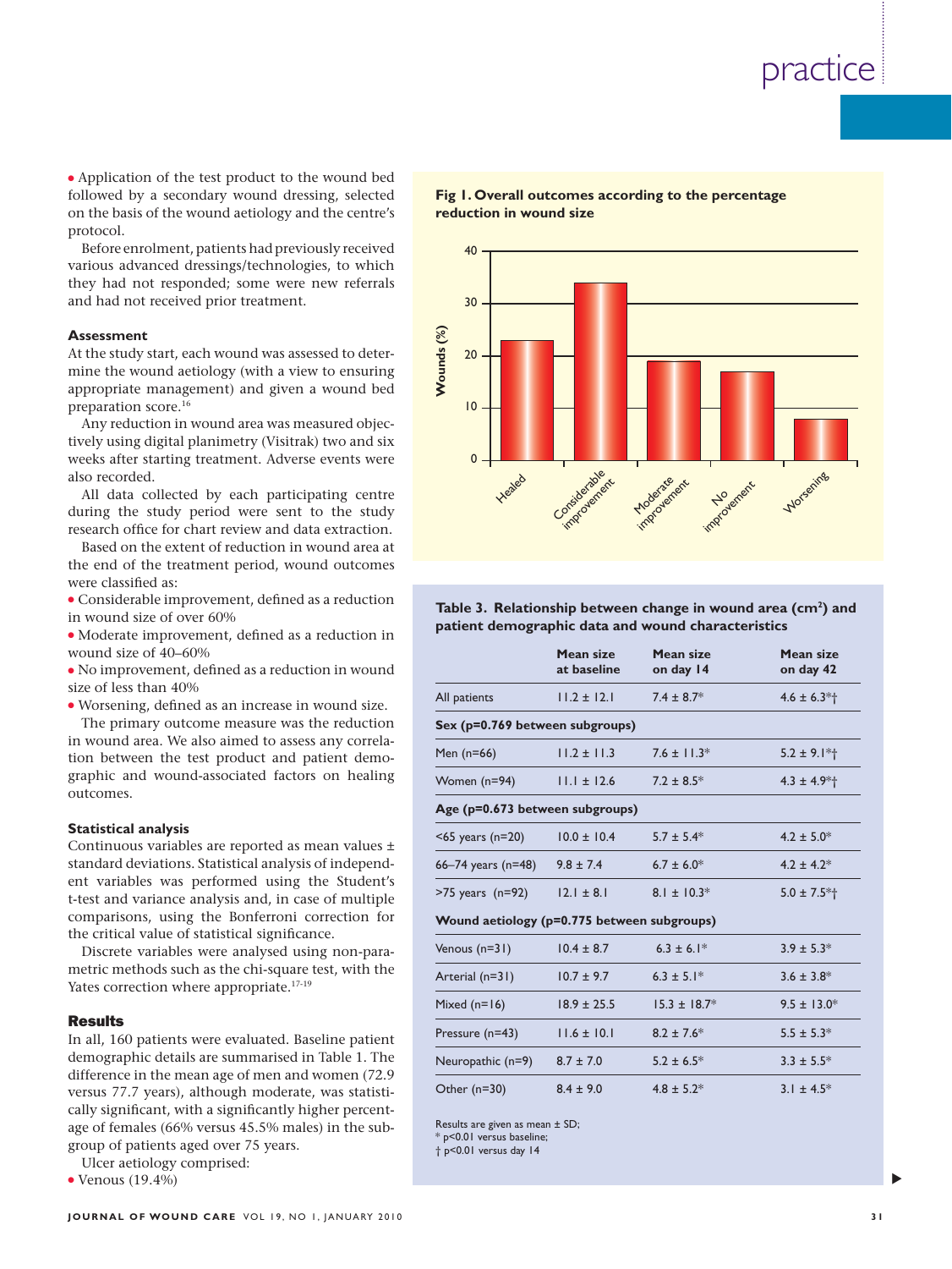- Application of the test product to the wound bed followed by a secondary wound dressing, selected on the basis of the wound aetiology and the centre's protocol.

Before enrolment, patients had previously received various advanced dressings/technologies, to which they had not responded; some were new referrals and had not received prior treatment.

### Assessment

At the study start, each wound was assessed to determine the wound aetiology (with a view to ensuring appropriate management) and given a wound bed preparation score.[16]

Any reduction in wound area was measured objectively using digital planimetry (Visitrak) two and six weeks after starting treatment. Adverse events were also recorded.

All data collected by each participating centre during the study period were sent to the study research office for chart review and data extraction.

Based on the extent of reduction in wound area at the end of the treatment period, wound outcomes were classified as:

- Considerable improvement, defined as a reduction in wound size of over 60%
- Moderate improvement, defined as a reduction in wound size of 40–60%
- No improvement, defined as a reduction in wound size of less than 40%
- Worsening, defined as an increase in wound size.

The primary outcome measure was the reduction in wound area. We also aimed to assess any correlation between the test product and patient demographic and wound-associated factors on healing outcomes.

### Statistical analysis

Continuous variables are reported as mean values ± standard deviations. Statistical analysis of independent variables was performed using the Student's t-test and variance analysis and, in case of multiple comparisons, using the Bonferroni correction for the critical value of statistical significance.

Discrete variables were analysed using non-parametric methods such as the chi-square test, with the Yates correction where appropriate.[17-19]

## Results

In all, 160 patients were evaluated. Baseline patient demographic details are summarised in Table 1. The difference in the mean age of men and women (72.9 versus 77.7 years), although moderate, was statistically significant, with a significantly higher percentage of females (66% versus 45.5% males) in the subgroup of patients aged over 75 years.

Ulcer aetiology comprised:

- Venous (19.4%)

**Fig 1. Overall outcomes according to the percentage reduction in wound size**

| Outcome | Wounds (%) |
|---|---|
| Healed | ~23 |
| Considerable improvement | ~34 |
| Moderate improvement | ~19 |
| No improvement | ~17 |
| Worsening | ~8 |

**Table 3. Relationship between change in wound area ($cm^2$) and patient demographic data and wound characteristics**

| | Mean size at baseline | Mean size on day 14 | Mean size on day 42 |
|---|---|---|---|
| All patients | 11.2 ± 12.1 | 7.4 ± 8.7* | 4.6 ± 6.3*† |
| **Sex (p=0.769 between subgroups)** | | | |
| Men (n=66) | 11.2 ± 11.3 | 7.6 ± 11.3* | 5.2 ± 9.1*† |
| Women (n=94) | 11.1 ± 12.6 | 7.2 ± 8.5* | 4.3 ± 4.9*† |
| **Age (p=0.673 between subgroups)** | | | |
| <65 years (n=20) | 10.0 ± 10.4 | 5.7 ± 5.4* | 4.2 ± 5.0* |
| 66–74 years (n=48) | 9.8 ± 7.4 | 6.7 ± 6.0* | 4.2 ± 4.2* |
| >75 years (n=92) | 12.1 ± 8.1 | 8.1 ± 10.3* | 5.0 ± 7.5*† |
| **Wound aetiology (p=0.775 between subgroups)** | | | |
| Venous (n=31) | 10.4 ± 8.7 | 6.3 ± 6.1* | 3.9 ± 5.3* |
| Arterial (n=31) | 10.7 ± 9.7 | 6.3 ± 5.1* | 3.6 ± 3.8* |
| Mixed (n=16) | 18.9 ± 25.5 | 15.3 ± 18.7* | 9.5 ± 13.0* |
| Pressure (n=43) | 11.6 ± 10.1 | 8.2 ± 7.6* | 5.5 ± 5.3* |
| Neuropathic (n=9) | 8.7 ± 7.0 | 5.2 ± 6.5* | 3.3 ± 5.5* |
| Other (n=30) | 8.4 ± 9.0 | 4.8 ± 5.2* | 3.1 ± 4.5* |

Results are given as mean ± SD;
* $p<0.01$ versus baseline;
† $p<0.01$ versus day 14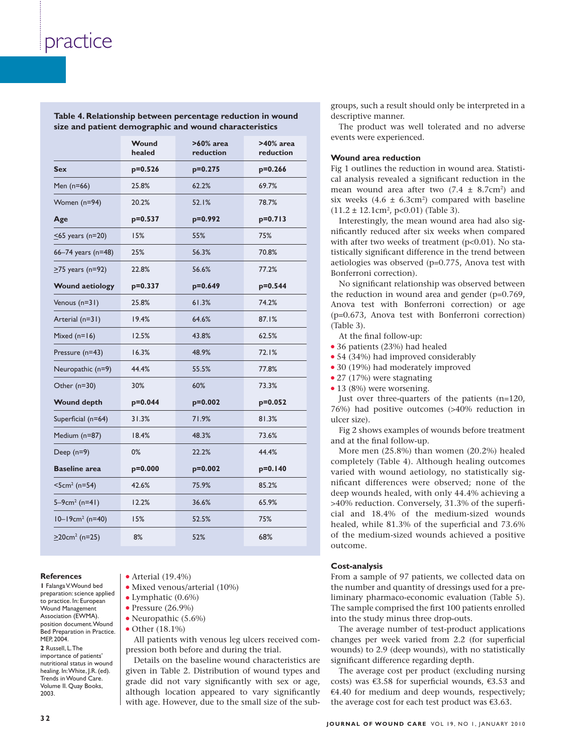**Table 4. Relationship between percentage reduction in wound size and patient demographic and wound characteristics**

| | Wound healed | >60% area reduction | >40% area reduction |
|---|---|---|---|
| **Sex** | **p=0.526** | **p=0.275** | **p=0.266** |
| Men (n=66) | 25.8% | 62.2% | 69.7% |
| Women (n=94) | 20.2% | 52.1% | 78.7% |
| **Age** | **p=0.537** | **p=0.992** | **p=0.713** |
| ≤65 years (n=20) | 15% | 55% | 75% |
| 66–74 years (n=48) | 25% | 56.3% | 70.8% |
| ≥75 years (n=92) | 22.8% | 56.6% | 77.2% |
| **Wound aetiology** | **p=0.337** | **p=0.649** | **p=0.544** |
| Venous (n=31) | 25.8% | 61.3% | 74.2% |
| Arterial (n=31) | 19.4% | 64.6% | 87.1% |
| Mixed (n=16) | 12.5% | 43.8% | 62.5% |
| Pressure (n=43) | 16.3% | 48.9% | 72.1% |
| Neuropathic (n=9) | 44.4% | 55.5% | 77.8% |
| Other (n=30) | 30% | 60% | 73.3% |
| **Wound depth** | **p=0.044** | **p=0.002** | **p=0.052** |
| Superficial (n=64) | 31.3% | 71.9% | 81.3% |
| Medium (n=87) | 18.4% | 48.3% | 73.6% |
| Deep (n=9) | 0% | 22.2% | 44.4% |
| **Baseline area** | **p=0.000** | **p=0.002** | **p=0.140** |
| <5cm² (n=54) | 42.6% | 75.9% | 85.2% |
| 5–9cm² (n=41) | 12.2% | 36.6% | 65.9% |
| 10–19cm² (n=40) | 15% | 52.5% | 75% |
| ≥20cm² (n=25) | 8% | 52% | 68% |

- Arterial (19.4%)
- Mixed venous/arterial (10%)
- Lymphatic (0.6%)
- Pressure (26.9%)
- Neuropathic (5.6%)
- Other (18.1%)

All patients with venous leg ulcers received compression both before and during the trial.

Details on the baseline wound characteristics are given in Table 2. Distribution of wound types and grade did not vary significantly with sex or age, although location appeared to vary significantly with age. However, due to the small size of the subgroups, such a result should only be interpreted in a descriptive manner.

The product was well tolerated and no adverse events were experienced.

### Wound area reduction

Fig 1 outlines the reduction in wound area. Statistical analysis revealed a significant reduction in the mean wound area after two (7.4 ± 8.7cm²) and six weeks (4.6 ± 6.3cm²) compared with baseline (11.2 ± 12.1cm², p<0.01) (Table 3).

Interestingly, the mean wound area had also significantly reduced after six weeks when compared with after two weeks of treatment (p<0.01). No statistically significant difference in the trend between aetiologies was observed (p=0.775, Anova test with Bonferroni correction).

No significant relationship was observed between the reduction in wound area and gender (p=0.769, Anova test with Bonferroni correction) or age (p=0.673, Anova test with Bonferroni correction) (Table 3).

At the final follow-up:

- 36 patients (23%) had healed
- 54 (34%) had improved considerably
- 30 (19%) had moderately improved
- 27 (17%) were stagnating
- 13 (8%) were worsening.

Just over three-quarters of the patients (n=120, 76%) had positive outcomes (>40% reduction in ulcer size).

Fig 2 shows examples of wounds before treatment and at the final follow-up.

More men (25.8%) than women (20.2%) healed completely (Table 4). Although healing outcomes varied with wound aetiology, no statistically significant differences were observed; none of the deep wounds healed, with only 44.4% achieving a >40% reduction. Conversely, 31.3% of the superficial and 18.4% of the medium-sized wounds healed, while 81.3% of the superficial and 73.6% of the medium-sized wounds achieved a positive outcome.

### Cost-analysis

From a sample of 97 patients, we collected data on the number and quantity of dressings used for a preliminary pharmaco-economic evaluation (Table 5). The sample comprised the first 100 patients enrolled into the study minus three drop-outs.

The average number of test-product applications changes per week varied from 2.2 (for superficial wounds) to 2.9 (deep wounds), with no statistically significant difference regarding depth.

The average cost per product (excluding nursing costs) was €3.58 for superficial wounds, €3.53 and €4.40 for medium and deep wounds, respectively; the average cost for each test product was €3.63.

### References

1 Falanga V. Wound bed preparation: science applied to practice. In: European Wound Management Association (EWMA). position document. Wound Bed Preparation in Practice. MEP, 2004.

2 Russell, L. The importance of patients' nutritional status in wound healing. In: White, J.R. (ed). Trends in Wound Care. Volume II. Quay Books, 2003.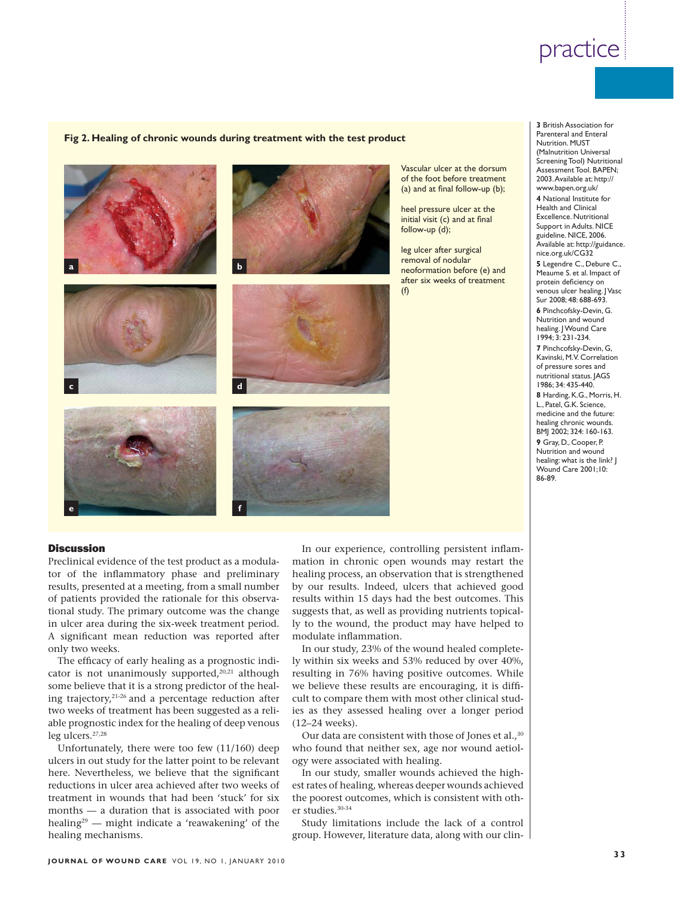**Fig 2. Healing of chronic wounds during treatment with the test product**

Vascular ulcer at the dorsum of the foot before treatment (a) and at final follow-up (b);

heel pressure ulcer at the initial visit (c) and at final follow-up (d);

leg ulcer after surgical removal of nodular neoformation before (e) and after six weeks of treatment (f)

## Discussion

Preclinical evidence of the test product as a modulator of the inflammatory phase and preliminary results, presented at a meeting, from a small number of patients provided the rationale for this observational study. The primary outcome was the change in ulcer area during the six-week treatment period. A significant mean reduction was reported after only two weeks.

The efficacy of early healing as a prognostic indicator is not unanimously supported,[20,21] although some believe that it is a strong predictor of the healing trajectory,[21-26] and a percentage reduction after two weeks of treatment has been suggested as a reliable prognostic index for the healing of deep venous leg ulcers.[27,28]

Unfortunately, there were too few (11/160) deep ulcers in out study for the latter point to be relevant here. Nevertheless, we believe that the significant reductions in ulcer area achieved after two weeks of treatment in wounds that had been 'stuck' for six months — a duration that is associated with poor healing[29] — might indicate a 'reawakening' of the healing mechanisms.

In our experience, controlling persistent inflammation in chronic open wounds may restart the healing process, an observation that is strengthened by our results. Indeed, ulcers that achieved good results within 15 days had the best outcomes. This suggests that, as well as providing nutrients topically to the wound, the product may have helped to modulate inflammation.

In our study, 23% of the wound healed completely within six weeks and 53% reduced by over 40%, resulting in 76% having positive outcomes. While we believe these results are encouraging, it is difficult to compare them with most other clinical studies as they assessed healing over a longer period (12–24 weeks).

Our data are consistent with those of Jones et al.,[30] who found that neither sex, age nor wound aetiology were associated with healing.

In our study, smaller wounds achieved the highest rates of healing, whereas deeper wounds achieved the poorest outcomes, which is consistent with other studies.[30-34]

Study limitations include the lack of a control group. However, literature data, along with our clin-

**3** British Association for Parenteral and Enteral Nutrition. MUST (Malnutrition Universal Screening Tool) Nutritional Assessment Tool. BAPEN; 2003. Available at: http://www.bapen.org.uk/

**4** National Institute for Health and Clinical Excellence. Nutritional Support in Adults. NICE guideline. NICE, 2006. Available at: http://guidance.nice.org.uk/CG32

**5** Legendre C., Debure C., Meaume S. et al. Impact of protein deficiency on venous ulcer healing. J Vasc Sur 2008; 48: 688-693.

**6** Pinchcofsky-Devin, G. Nutrition and wound healing. J Wound Care 1994; 3: 231-234.

**7** Pinchcofsky-Devin, G, Kavinski, M.V. Correlation of pressure sores and nutritional status. JAGS 1986; 34: 435-440.

**8** Harding, K.G., Morris, H. L., Patel, G.K. Science, medicine and the future: healing chronic wounds. BMJ 2002; 324: 160-163.

**9** Gray, D., Cooper, P. Nutrition and wound healing: what is the link? J Wound Care 2001;10: 86-89.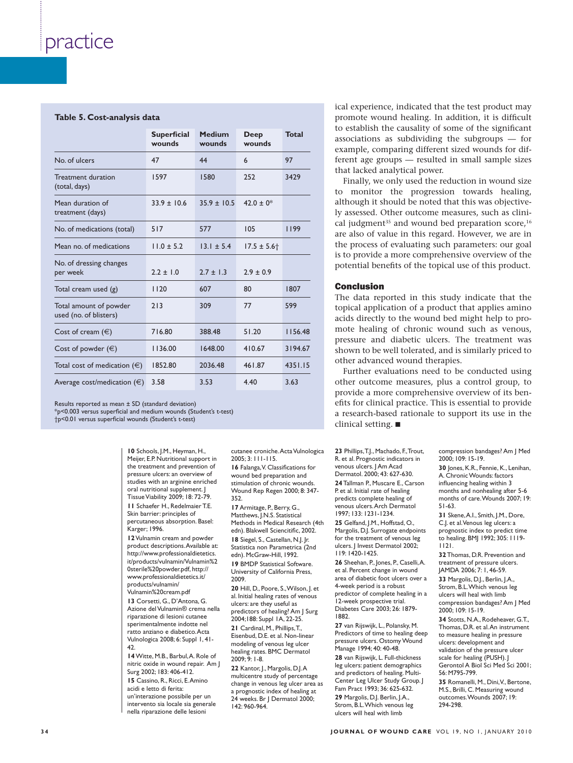**Table 5. Cost-analysis data**

| | Superficial wounds | Medium wounds | Deep wounds | Total |
|---|---|---|---|---|
| No. of ulcers | 47 | 44 | 6 | 97 |
| Treatment duration (total, days) | 1597 | 1580 | 252 | 3429 |
| Mean duration of treatment (days) | 33.9 ± 10.6 | 35.9 ± 10.5 | 42.0 ± 0* | |
| No. of medications (total) | 517 | 577 | 105 | 1199 |
| Mean no. of medications | 11.0 ± 5.2 | 13.1 ± 5.4 | 17.5 ± 5.6† | |
| No. of dressing changes per week | 2.2 ± 1.0 | 2.7 ± 1.3 | 2.9 ± 0.9 | |
| Total cream used (g) | 1120 | 607 | 80 | 1807 |
| Total amount of powder used (no. of blisters) | 213 | 309 | 77 | 599 |
| Cost of cream (€) | 716.80 | 388.48 | 51.20 | 1156.48 |
| Cost of powder (€) | 1136.00 | 1648.00 | 410.67 | 3194.67 |
| Total cost of medication (€) | 1852.80 | 2036.48 | 461.87 | 4351.15 |
| Average cost/medication (€) | 3.58 | 3.53 | 4.40 | 3.63 |

Results reported as mean ± SD (standard deviation)
*p<0.003 versus superficial and medium wounds (Student's t-test)
†p<0.01 versus superficial wounds (Student's t-test)

ical experience, indicated that the test product may promote wound healing. In addition, it is difficult to establish the causality of some of the significant associations as subdividing the subgroups — for example, comparing different sized wounds for different age groups — resulted in small sample sizes that lacked analytical power.

Finally, we only used the reduction in wound size to monitor the progression towards healing, although it should be noted that this was objectively assessed. Other outcome measures, such as clinical judgment[35] and wound bed preparation score,[16] are also of value in this regard. However, we are in the process of evaluating such parameters: our goal is to provide a more comprehensive overview of the potential benefits of the topical use of this product.

## Conclusion

The data reported in this study indicate that the topical application of a product that applies amino acids directly to the wound bed might help to promote healing of chronic wound such as venous, pressure and diabetic ulcers. The treatment was shown to be well tolerated, and is similarly priced to other advanced wound therapies.

Further evaluations need to be conducted using other outcome measures, plus a control group, to provide a more comprehensive overview of its benefits for clinical practice. This is essential to provide a research-based rationale to support its use in the clinical setting. ■

**10** Schools, J.M., Heyman, H., Meijer, E.P. Nutritional support in the treatment and prevention of pressure ulcers: an overview of studies with an arginine enriched oral nutritional supplement. J Tissue Viability 2009; 18: 72-79.

**11** Schaefer H., Redelmaier T.E. Skin barrier: principles of percutaneous absorption. Basel: Karger; 1996.

**12** Vulnamin cream and powder product descriptions. Available at: http://www.professionaldietetics.it/products/vulnamin/Vulnamin%20sterile%20powder.pdf, http://www.professionaldietetics.it/products/vulnamin/Vulnamin%20cream.pdf

**13** Corsetti, G., D'Antona, G. Azione del Vulnamin® crema nella riparazione di lesioni cutanee sperimentalmente indotte nel ratto anziano e diabetico. Acta Vulnologica 2008; 6: Suppl 1, 41-42.

**14** Witte, M.B., Barbul, A. Role of nitric oxide in wound repair. Am J Surg 2002; 183: 406-412.

**15** Cassino, R., Ricci, E. Amino acidi e letto di ferita: un'interazione possibile per un intervento sia locale sia generale nella riparazione delle lesioni cutanee croniche. Acta Vulnologica 2005; 3: 111-115.

**16** Falanga, V. Classifications for wound bed preparation and stimulation of chronic wounds. Wound Rep Regen 2000; 8: 347-352.

**17** Armitage, P., Berry, G., Matthews, J.N.S. Statistical Methods in Medical Research (4th edn). Blakwell Sciencitific, 2002.

**18** Siegel, S., Castellan, N.J. Jr. Statistica non Parametrica (2nd edn). McGraw-Hill, 1992.

**19** BMDP Statistical Software. University of California Press, 2009.

**20** Hill, D., Poore, S., Wilson, J. et al. Initial healing rates of venous ulcers: are they useful as predictors of healing? Am J Surg 2004;188: Suppl 1A, 22-25.

**21** Cardinal, M., Phillips, T., Eisenbud, D.E. et al. Non-linear modeling of venous leg ulcer healing rates. BMC Dermatol 2009; 9: 1-8.

**22** Kantor, J., Margolis, D.J. A multicentre study of percentage change in venous leg ulcer area as a prognostic index of healing at 24 weeks. Br J Dermatol 2000; 142: 960-964.

**23** Phillips, T.J., Machado, F., Trout, R. et al. Prognostic indicators in venous ulcers. J Am Acad Dermatol. 2000; 43: 627-630.

**24** Tallman P., Muscare E., Carson P. et al. Initial rate of healing predicts complete healing of venous ulcers. Arch Dermatol 1997; 133: 1231-1234.

**25** Gelfand, J.M., Hoffstad, O., Margolis, D.J. Surrogate endpoints for the treatment of venous leg ulcers. J Invest Dermatol 2002; 119: 1420-1425.

**26** Sheehan, P., Jones, P., Caselli, A. et al. Percent change in wound area of diabetic foot ulcers over a 4-week period is a robust predictor of complete healing in a 12-week prospective trial. Diabetes Care 2003; 26: 1879-1882.

**27** van Rijswijk, L., Polansky, M. Predictors of time to healing deep pressure ulcers. Ostomy Wound Manage 1994; 40: 40-48.

**28** van Rijswijk, L. Full-thickness leg ulcers: patient demographics and predictors of healing. Multi-Center Leg Ulcer Study Group. J Fam Pract 1993; 36: 625-632.

**29** Margolis, D.J. Berlin, J.A., Strom, B.L. Which venous leg ulcers will heal with limb compression bandages? Am J Med 2000; 109: 15-19.

**30** Jones, K.R., Fennie, K., Lenihan, A. Chronic Wounds: factors influencing healing within 3 months and nonhealing after 5-6 months of care. Wounds 2007; 19: 51-63.

**31** Skene, A.I., Smith, J.M., Dore, C.J. et al. Venous leg ulcers: a prognostic index to predict time to healing. BMJ 1992; 305: 1119-1121.

**32** Thomas, D.R. Prevention and treatment of pressure ulcers. JAMDA 2006; 7: 1, 46-59.

**33** Margolis, D.J., Berlin, J.A., Strom, B.L. Which venous leg ulcers will heal with limb compression bandages? Am J Med 2000; 109: 15-19.

**34** Stotts, N.A., Rodeheaver, G.T., Thomas, D.R. et al. An instrument to measure healing in pressure ulcers: development and validation of the pressure ulcer scale for healing (PUSH). J Gerontol A Biol Sci Med Sci 2001; 56: M795-799.

**35** Romanelli, M., Dini, V., Bertone, M.S., Brilli, C. Measuring wound outcomes. Wounds 2007; 19: 294-298.